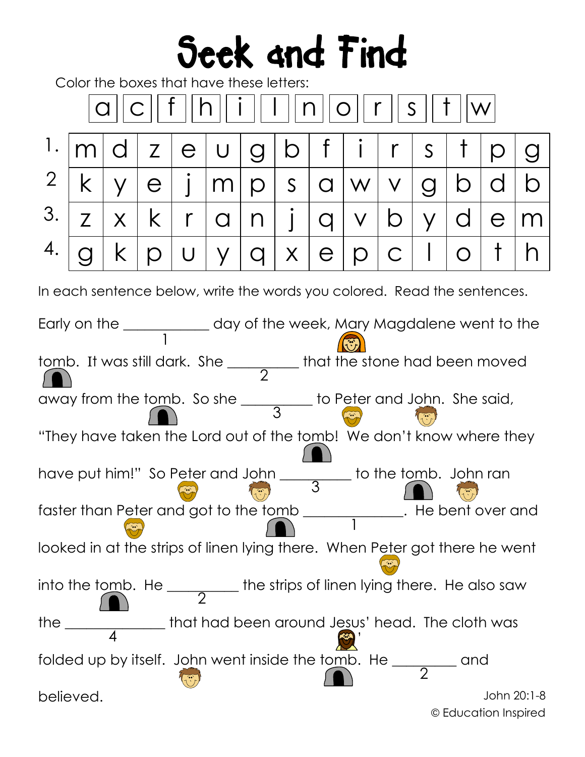# Seek and Find

Color the boxes that have these letters:

| a | c | f | h | i | l | n | o | r | s | t | w |
|---|---|---|---|---|---|---|---|---|---|---|---|

| | | | | | | | | | | | | | | |
|---|---|---|---|---|---|---|---|---|---|---|---|---|---|---|
| 1. | m | d | z | e | u | g | b | f | i | r | s | t | p | g |
| 2 | k | y | e | j | m | p | s | a | w | v | g | b | d | b |
| 3. | z | x | k | r | a | n | j | q | v | b | y | d | e | m |
| 4. | g | k | p | u | y | q | x | e | p | c | l | o | t | h |

In each sentence below, write the words you colored. Read the sentences.

Early on the ___________ (1) day of the week, Mary Magdalene went to the tomb. It was still dark. She _________ (2) that the stone had been moved away from the tomb. So she _________ (3) to Peter and John. She said, "They have taken the Lord out of the tomb! We don't know where they have put him!" So Peter and John _________ (3) to the tomb. John ran faster than Peter and got to the tomb _____________ (1). He bent over and looked in at the strips of linen lying there. When Peter got there he went into the tomb. He _________ (2) the strips of linen lying there. He also saw the _____________ (4) that had been around Jesus' head. The cloth was folded up by itself. John went inside the tomb. He ________ (2) and believed.

John 20:1-8

© Education Inspired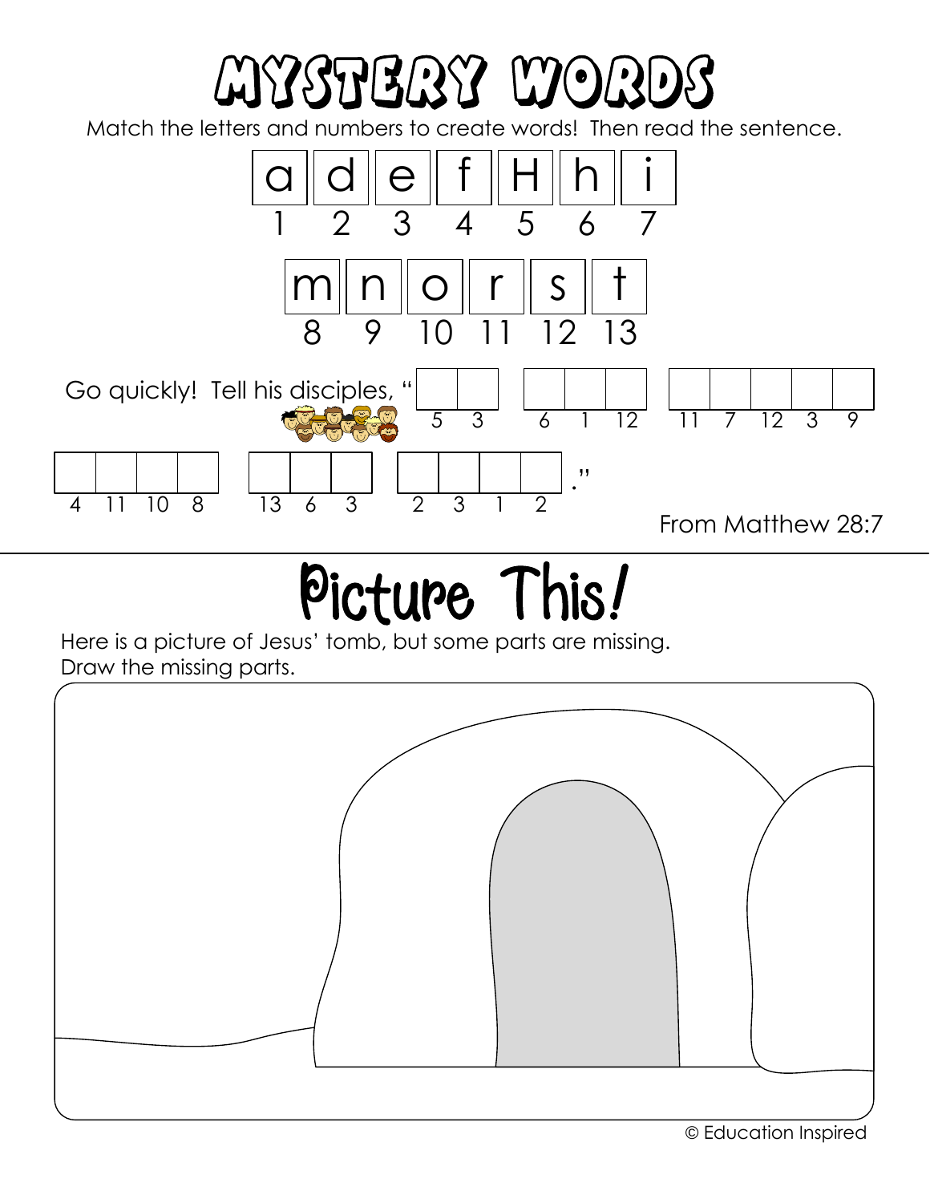# MYSTERY WORDS

Match the letters and numbers to create words! Then read the sentence.

| a | d | e | f | H | h | i |
|---|---|---|---|---|---|---|
| 1 | 2 | 3 | 4 | 5 | 6 | 7 |

| m | n | o | r | s | t |
|---|---|---|---|---|---|
| 8 | 9 | 10 | 11 | 12 | 13 |

Go quickly! Tell his disciples, "___ ___ (5 3) ___ ___ ___ (6 1 12) ___ ___ ___ ___ ___ (11 7 12 3 9) ___ ___ ___ ___ (4 11 10 8) ___ ___ ___ (13 6 3) ___ ___ ___ ___ (2 3 1 2)."

From Matthew 28:7

# Picture This!

Here is a picture of Jesus' tomb, but some parts are missing.
Draw the missing parts.

© Education Inspired